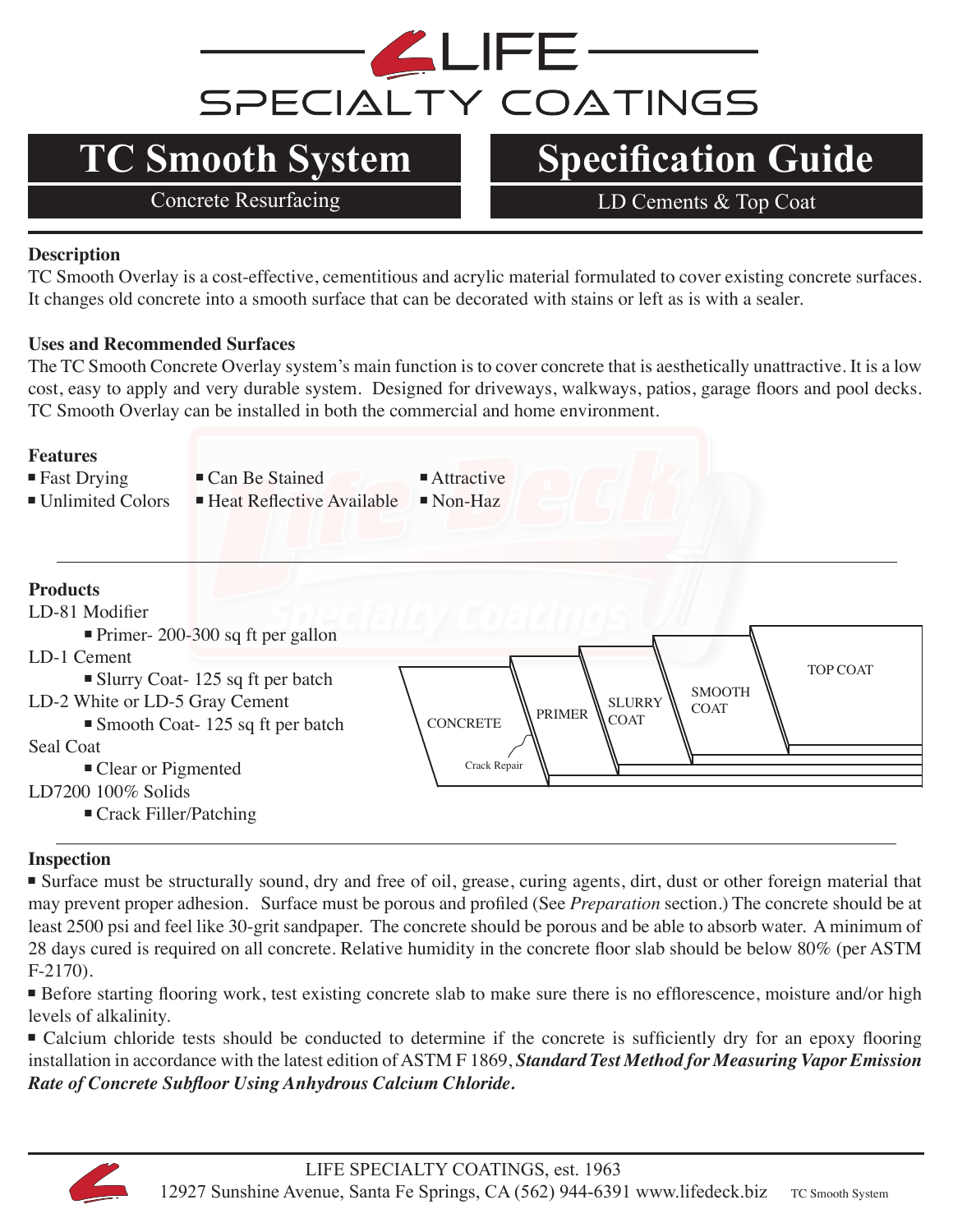# LIFE SPECIALTY COATINGS

## TC Smooth System
Concrete Resurfacing

## Specification Guide
LD Cements & Top Coat

### Description

TC Smooth Overlay is a cost-effective, cementitious and acrylic material formulated to cover existing concrete surfaces. It changes old concrete into a smooth surface that can be decorated with stains or left as is with a sealer.

### Uses and Recommended Surfaces

The TC Smooth Concrete Overlay system's main function is to cover concrete that is aesthetically unattractive. It is a low cost, easy to apply and very durable system. Designed for driveways, walkways, patios, garage floors and pool decks. TC Smooth Overlay can be installed in both the commercial and home environment.

### Features

- Fast Drying
- Unlimited Colors
- Can Be Stained
- Heat Reflective Available
- Attractive
- Non-Haz

### Products

LD-81 Modifier
- Primer- 200-300 sq ft per gallon

LD-1 Cement
- Slurry Coat- 125 sq ft per batch

LD-2 White or LD-5 Gray Cement
- Smooth Coat- 125 sq ft per batch

Seal Coat
- Clear or Pigmented

LD7200 100% Solids
- Crack Filler/Patching

CONCRETE | Crack Repair | PRIMER | SLURRY COAT | SMOOTH COAT | TOP COAT

### Inspection

- Surface must be structurally sound, dry and free of oil, grease, curing agents, dirt, dust or other foreign material that may prevent proper adhesion. Surface must be porous and profiled (See *Preparation* section.) The concrete should be at least 2500 psi and feel like 30-grit sandpaper. The concrete should be porous and be able to absorb water. A minimum of 28 days cured is required on all concrete. Relative humidity in the concrete floor slab should be below 80% (per ASTM F-2170).
- Before starting flooring work, test existing concrete slab to make sure there is no efflorescence, moisture and/or high levels of alkalinity.
- Calcium chloride tests should be conducted to determine if the concrete is sufficiently dry for an epoxy flooring installation in accordance with the latest edition of ASTM F 1869, ***Standard Test Method for Measuring Vapor Emission Rate of Concrete Subfloor Using Anhydrous Calcium Chloride.***

LIFE SPECIALTY COATINGS, est. 1963
12927 Sunshine Avenue, Santa Fe Springs, CA (562) 944-6391 www.lifedeck.biz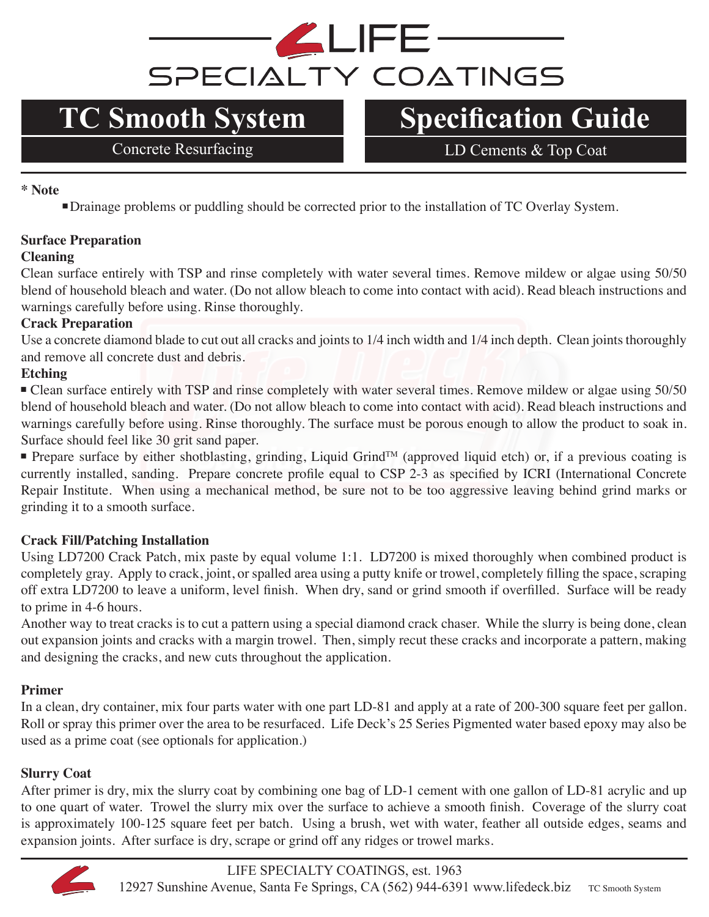LIFE SPECIALTY COATINGS

# TC Smooth System

Concrete Resurfacing

# Specification Guide

LD Cements & Top Coat

**\* Note**

- Drainage problems or puddling should be corrected prior to the installation of TC Overlay System.

**Surface Preparation**

**Cleaning**

Clean surface entirely with TSP and rinse completely with water several times. Remove mildew or algae using 50/50 blend of household bleach and water. (Do not allow bleach to come into contact with acid). Read bleach instructions and warnings carefully before using. Rinse thoroughly.

**Crack Preparation**

Use a concrete diamond blade to cut out all cracks and joints to 1/4 inch width and 1/4 inch depth. Clean joints thoroughly and remove all concrete dust and debris.

**Etching**

- Clean surface entirely with TSP and rinse completely with water several times. Remove mildew or algae using 50/50 blend of household bleach and water. (Do not allow bleach to come into contact with acid). Read bleach instructions and warnings carefully before using. Rinse thoroughly. The surface must be porous enough to allow the product to soak in. Surface should feel like 30 grit sand paper.
- Prepare surface by either shotblasting, grinding, Liquid Grind™ (approved liquid etch) or, if a previous coating is currently installed, sanding. Prepare concrete profile equal to CSP 2-3 as specified by ICRI (International Concrete Repair Institute. When using a mechanical method, be sure not to be too aggressive leaving behind grind marks or grinding it to a smooth surface.

**Crack Fill/Patching Installation**

Using LD7200 Crack Patch, mix paste by equal volume 1:1. LD7200 is mixed thoroughly when combined product is completely gray. Apply to crack, joint, or spalled area using a putty knife or trowel, completely filling the space, scraping off extra LD7200 to leave a uniform, level finish. When dry, sand or grind smooth if overfilled. Surface will be ready to prime in 4-6 hours.

Another way to treat cracks is to cut a pattern using a special diamond crack chaser. While the slurry is being done, clean out expansion joints and cracks with a margin trowel. Then, simply recut these cracks and incorporate a pattern, making and designing the cracks, and new cuts throughout the application.

**Primer**

In a clean, dry container, mix four parts water with one part LD-81 and apply at a rate of 200-300 square feet per gallon. Roll or spray this primer over the area to be resurfaced. Life Deck's 25 Series Pigmented water based epoxy may also be used as a prime coat (see optionals for application.)

**Slurry Coat**

After primer is dry, mix the slurry coat by combining one bag of LD-1 cement with one gallon of LD-81 acrylic and up to one quart of water. Trowel the slurry mix over the surface to achieve a smooth finish. Coverage of the slurry coat is approximately 100-125 square feet per batch. Using a brush, wet with water, feather all outside edges, seams and expansion joints. After surface is dry, scrape or grind off any ridges or trowel marks.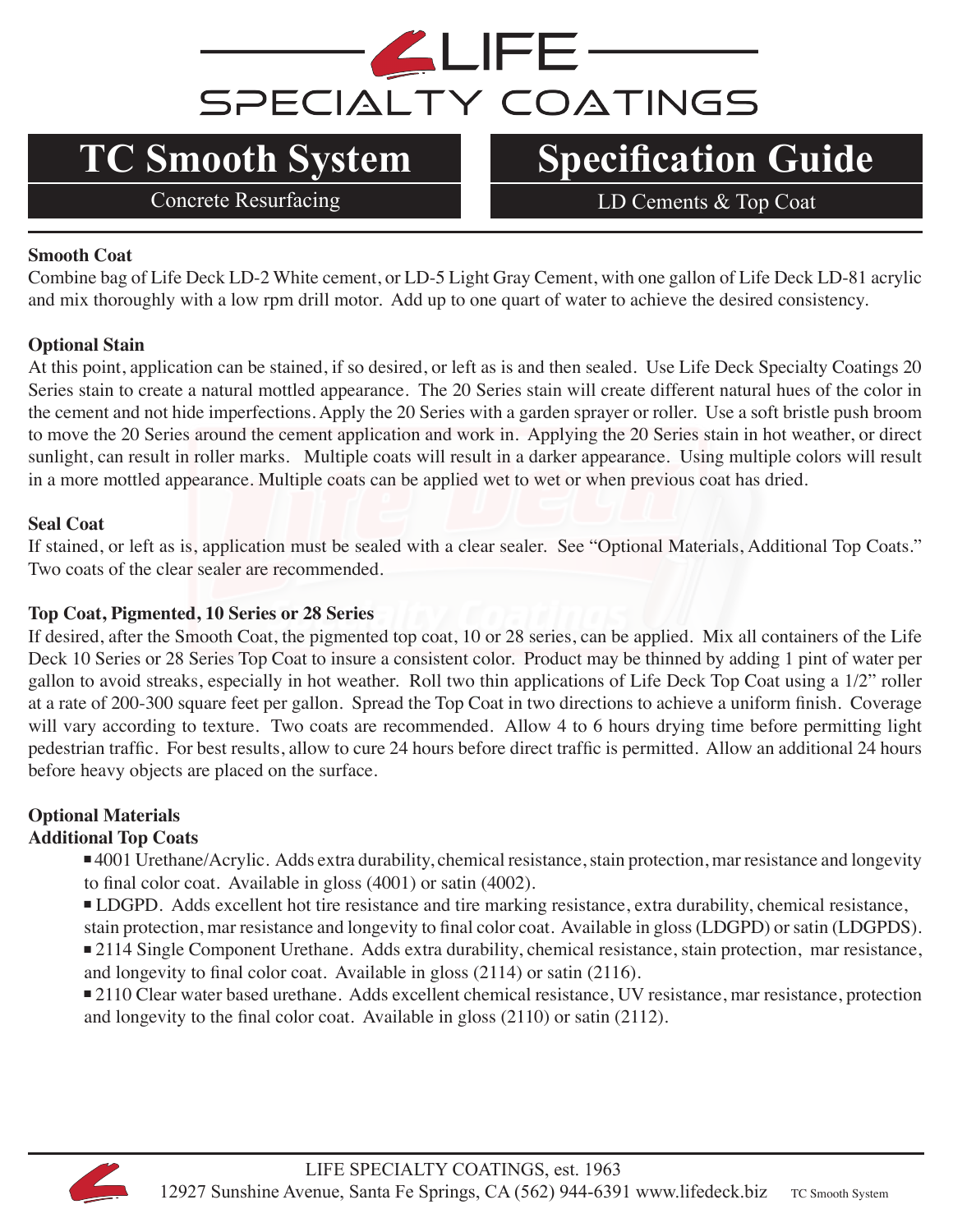# LIFE SPECIALTY COATINGS

# TC Smooth System

Concrete Resurfacing

# Specification Guide

LD Cements & Top Coat

**Smooth Coat**

Combine bag of Life Deck LD-2 White cement, or LD-5 Light Gray Cement, with one gallon of Life Deck LD-81 acrylic and mix thoroughly with a low rpm drill motor. Add up to one quart of water to achieve the desired consistency.

**Optional Stain**

At this point, application can be stained, if so desired, or left as is and then sealed. Use Life Deck Specialty Coatings 20 Series stain to create a natural mottled appearance. The 20 Series stain will create different natural hues of the color in the cement and not hide imperfections. Apply the 20 Series with a garden sprayer or roller. Use a soft bristle push broom to move the 20 Series around the cement application and work in. Applying the 20 Series stain in hot weather, or direct sunlight, can result in roller marks. Multiple coats will result in a darker appearance. Using multiple colors will result in a more mottled appearance. Multiple coats can be applied wet to wet or when previous coat has dried.

**Seal Coat**

If stained, or left as is, application must be sealed with a clear sealer. See "Optional Materials, Additional Top Coats." Two coats of the clear sealer are recommended.

**Top Coat, Pigmented, 10 Series or 28 Series**

If desired, after the Smooth Coat, the pigmented top coat, 10 or 28 series, can be applied. Mix all containers of the Life Deck 10 Series or 28 Series Top Coat to insure a consistent color. Product may be thinned by adding 1 pint of water per gallon to avoid streaks, especially in hot weather. Roll two thin applications of Life Deck Top Coat using a 1/2" roller at a rate of 200-300 square feet per gallon. Spread the Top Coat in two directions to achieve a uniform finish. Coverage will vary according to texture. Two coats are recommended. Allow 4 to 6 hours drying time before permitting light pedestrian traffic. For best results, allow to cure 24 hours before direct traffic is permitted. Allow an additional 24 hours before heavy objects are placed on the surface.

**Optional Materials**
**Additional Top Coats**

- 4001 Urethane/Acrylic. Adds extra durability, chemical resistance, stain protection, mar resistance and longevity to final color coat. Available in gloss (4001) or satin (4002).
- LDGPD. Adds excellent hot tire resistance and tire marking resistance, extra durability, chemical resistance, stain protection, mar resistance and longevity to final color coat. Available in gloss (LDGPD) or satin (LDGPDS).
- 2114 Single Component Urethane. Adds extra durability, chemical resistance, stain protection, mar resistance, and longevity to final color coat. Available in gloss (2114) or satin (2116).
- 2110 Clear water based urethane. Adds excellent chemical resistance, UV resistance, mar resistance, protection and longevity to the final color coat. Available in gloss (2110) or satin (2112).

LIFE SPECIALTY COATINGS, est. 1963
12927 Sunshine Avenue, Santa Fe Springs, CA (562) 944-6391 www.lifedeck.biz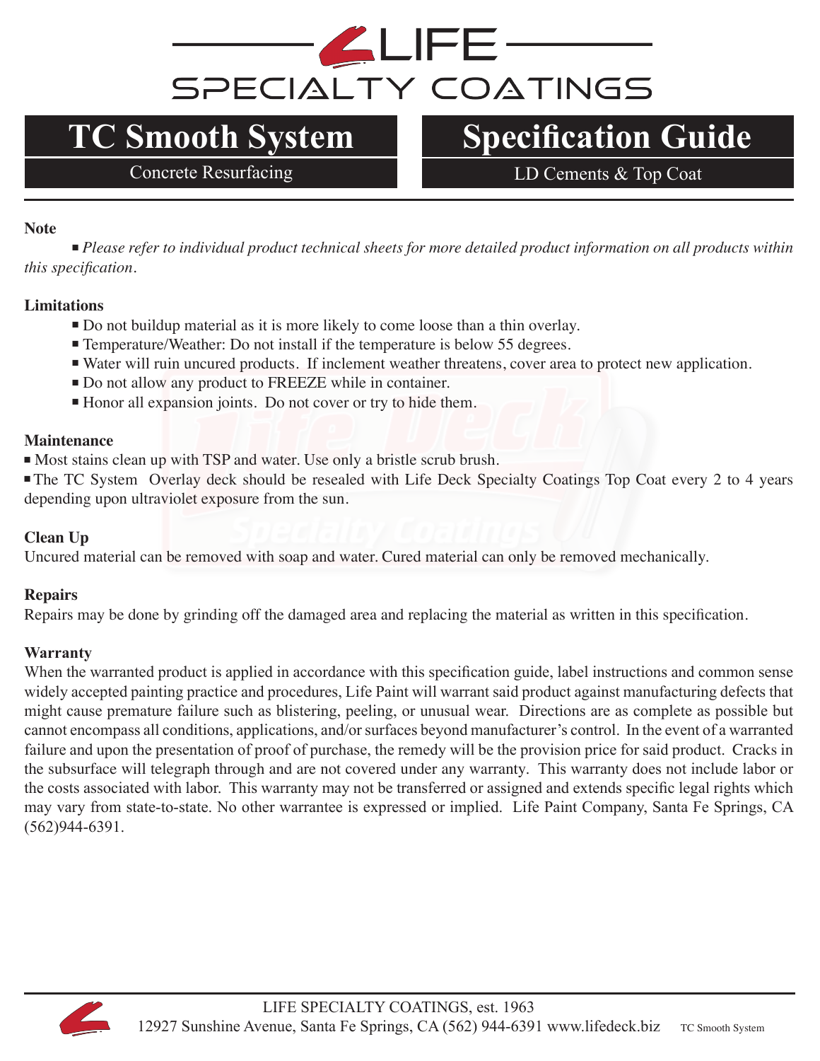# LIFE SPECIALTY COATINGS

## TC Smooth System

Concrete Resurfacing

## Specification Guide

LD Cements & Top Coat

**Note**

▪ *Please refer to individual product technical sheets for more detailed product information on all products within this specification.*

**Limitations**

- Do not buildup material as it is more likely to come loose than a thin overlay.
- Temperature/Weather: Do not install if the temperature is below 55 degrees.
- Water will ruin uncured products. If inclement weather threatens, cover area to protect new application.
- Do not allow any product to FREEZE while in container.
- Honor all expansion joints. Do not cover or try to hide them.

**Maintenance**

- Most stains clean up with TSP and water. Use only a bristle scrub brush.
- The TC System Overlay deck should be resealed with Life Deck Specialty Coatings Top Coat every 2 to 4 years depending upon ultraviolet exposure from the sun.

**Clean Up**

Uncured material can be removed with soap and water. Cured material can only be removed mechanically.

**Repairs**

Repairs may be done by grinding off the damaged area and replacing the material as written in this specification.

**Warranty**

When the warranted product is applied in accordance with this specification guide, label instructions and common sense widely accepted painting practice and procedures, Life Paint will warrant said product against manufacturing defects that might cause premature failure such as blistering, peeling, or unusual wear. Directions are as complete as possible but cannot encompass all conditions, applications, and/or surfaces beyond manufacturer's control. In the event of a warranted failure and upon the presentation of proof of purchase, the remedy will be the provision price for said product. Cracks in the subsurface will telegraph through and are not covered under any warranty. This warranty does not include labor or the costs associated with labor. This warranty may not be transferred or assigned and extends specific legal rights which may vary from state-to-state. No other warrantee is expressed or implied. Life Paint Company, Santa Fe Springs, CA (562)944-6391.

LIFE SPECIALTY COATINGS, est. 1963
12927 Sunshine Avenue, Santa Fe Springs, CA (562) 944-6391 www.lifedeck.biz